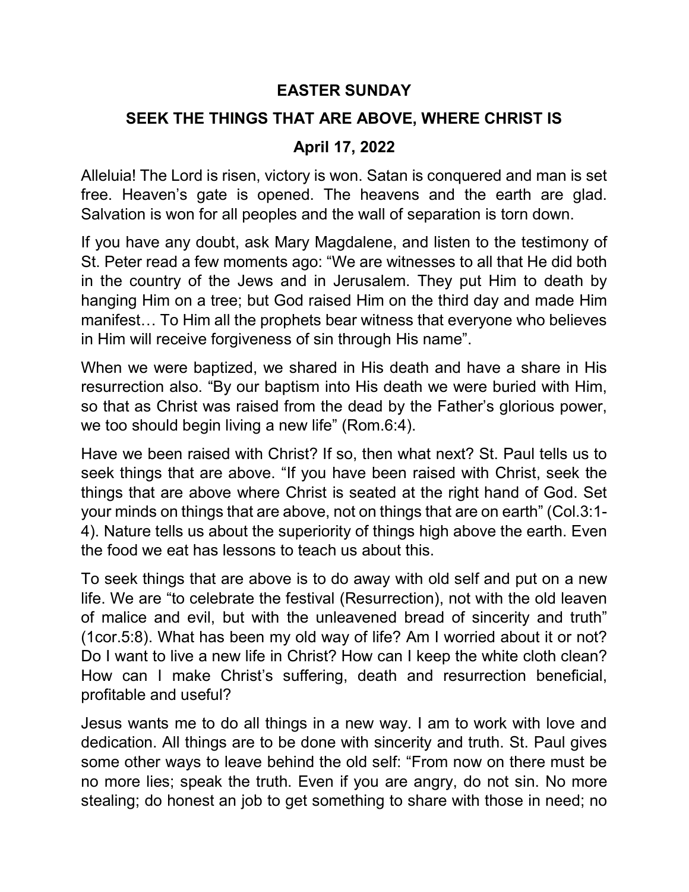# EASTER SUNDAY

## SEEK THE THINGS THAT ARE ABOVE, WHERE CHRIST IS

### April 17, 2022

Alleluia! The Lord is risen, victory is won. Satan is conquered and man is set free. Heaven's gate is opened. The heavens and the earth are glad. Salvation is won for all peoples and the wall of separation is torn down.

If you have any doubt, ask Mary Magdalene, and listen to the testimony of St. Peter read a few moments ago: "We are witnesses to all that He did both in the country of the Jews and in Jerusalem. They put Him to death by hanging Him on a tree; but God raised Him on the third day and made Him manifest… To Him all the prophets bear witness that everyone who believes in Him will receive forgiveness of sin through His name".

When we were baptized, we shared in His death and have a share in His resurrection also. "By our baptism into His death we were buried with Him, so that as Christ was raised from the dead by the Father's glorious power, we too should begin living a new life" (Rom.6:4).

Have we been raised with Christ? If so, then what next? St. Paul tells us to seek things that are above. "If you have been raised with Christ, seek the things that are above where Christ is seated at the right hand of God. Set your minds on things that are above, not on things that are on earth" (Col.3:1-4). Nature tells us about the superiority of things high above the earth. Even the food we eat has lessons to teach us about this.

To seek things that are above is to do away with old self and put on a new life. We are "to celebrate the festival (Resurrection), not with the old leaven of malice and evil, but with the unleavened bread of sincerity and truth" (1cor.5:8). What has been my old way of life? Am I worried about it or not? Do I want to live a new life in Christ? How can I keep the white cloth clean? How can I make Christ's suffering, death and resurrection beneficial, profitable and useful?

Jesus wants me to do all things in a new way. I am to work with love and dedication. All things are to be done with sincerity and truth. St. Paul gives some other ways to leave behind the old self: "From now on there must be no more lies; speak the truth. Even if you are angry, do not sin. No more stealing; do honest an job to get something to share with those in need; no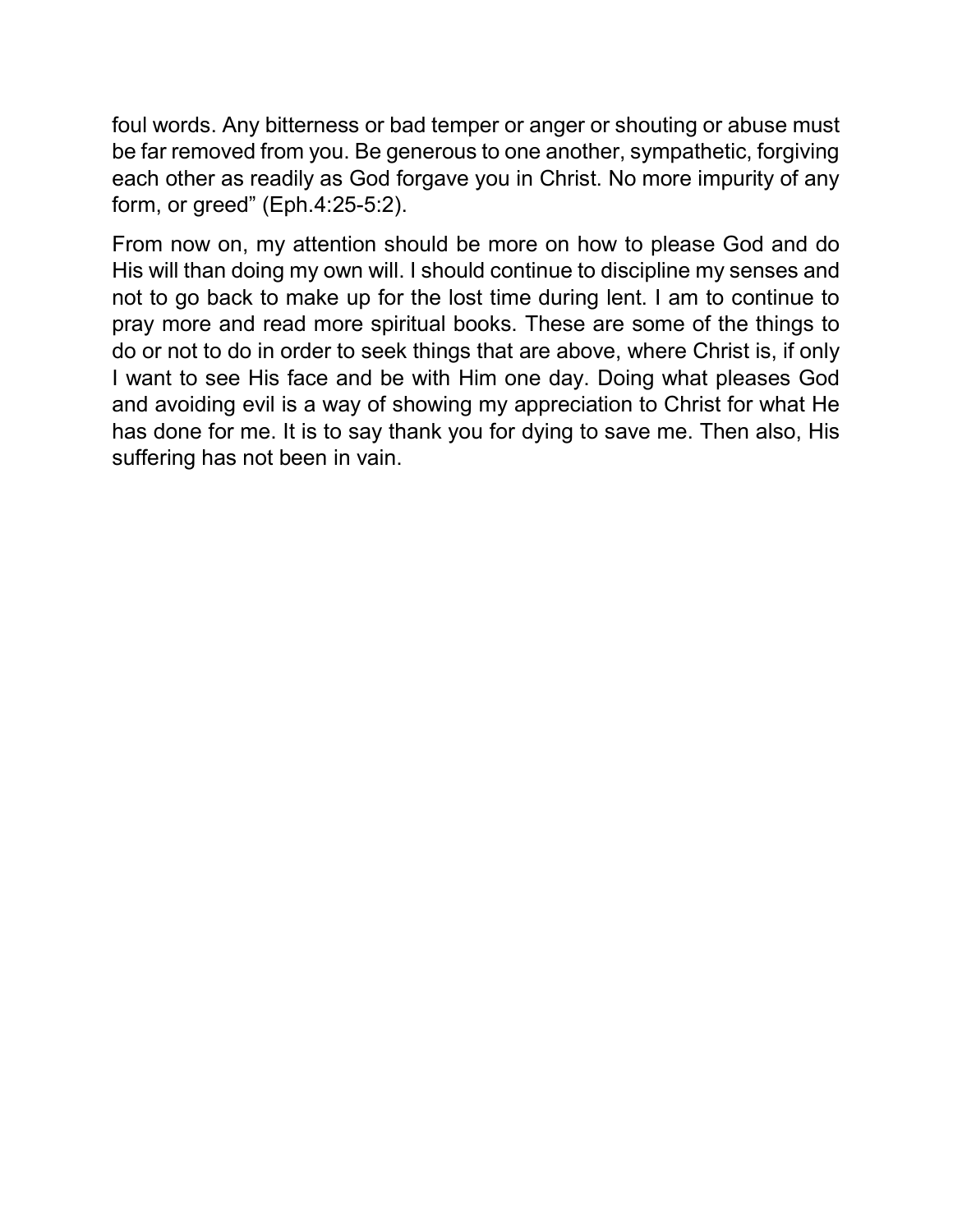foul words. Any bitterness or bad temper or anger or shouting or abuse must be far removed from you. Be generous to one another, sympathetic, forgiving each other as readily as God forgave you in Christ. No more impurity of any form, or greed" (Eph.4:25-5:2).

From now on, my attention should be more on how to please God and do His will than doing my own will. I should continue to discipline my senses and not to go back to make up for the lost time during lent. I am to continue to pray more and read more spiritual books. These are some of the things to do or not to do in order to seek things that are above, where Christ is, if only I want to see His face and be with Him one day. Doing what pleases God and avoiding evil is a way of showing my appreciation to Christ for what He has done for me. It is to say thank you for dying to save me. Then also, His suffering has not been in vain.